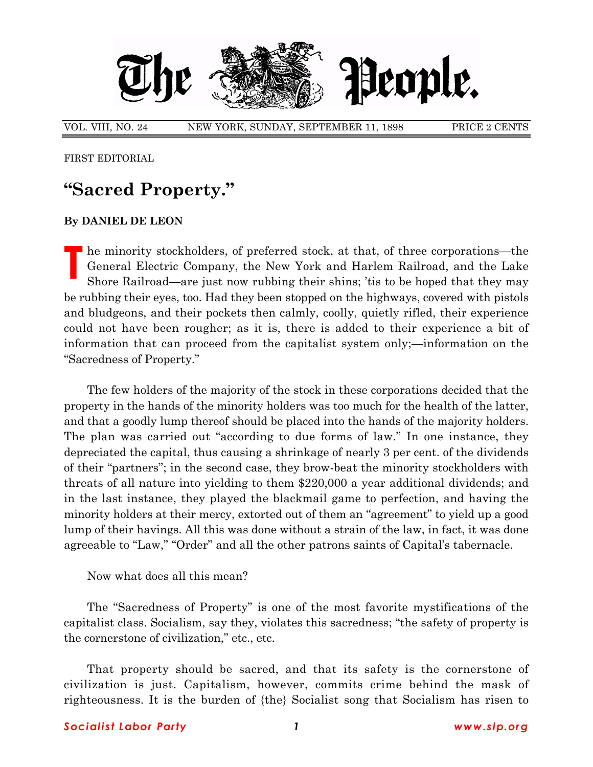# The People.

VOL. VIII, NO. 24 NEW YORK, SUNDAY, SEPTEMBER 11, 1898 PRICE 2 CENTS

FIRST EDITORIAL

## "Sacred Property."

**By DANIEL DE LEON**

The minority stockholders, of preferred stock, at that, of three corporations—the General Electric Company, the New York and Harlem Railroad, and the Lake Shore Railroad—are just now rubbing their shins; 'tis to be hoped that they may be rubbing their eyes, too. Had they been stopped on the highways, covered with pistols and bludgeons, and their pockets then calmly, coolly, quietly rifled, their experience could not have been rougher; as it is, there is added to their experience a bit of information that can proceed from the capitalist system only;—information on the "Sacredness of Property."

The few holders of the majority of the stock in these corporations decided that the property in the hands of the minority holders was too much for the health of the latter, and that a goodly lump thereof should be placed into the hands of the majority holders. The plan was carried out "according to due forms of law." In one instance, they depreciated the capital, thus causing a shrinkage of nearly 3 per cent. of the dividends of their "partners"; in the second case, they brow-beat the minority stockholders with threats of all nature into yielding to them $220,000 a year additional dividends; and in the last instance, they played the blackmail game to perfection, and having the minority holders at their mercy, extorted out of them an "agreement" to yield up a good lump of their havings. All this was done without a strain of the law, in fact, it was done agreeable to "Law," "Order" and all the other patrons saints of Capital's tabernacle.

Now what does all this mean?

The "Sacredness of Property" is one of the most favorite mystifications of the capitalist class. Socialism, say they, violates this sacredness; "the safety of property is the cornerstone of civilization," etc., etc.

That property should be sacred, and that its safety is the cornerstone of civilization is just. Capitalism, however, commits crime behind the mask of righteousness. It is the burden of {the} Socialist song that Socialism has risen to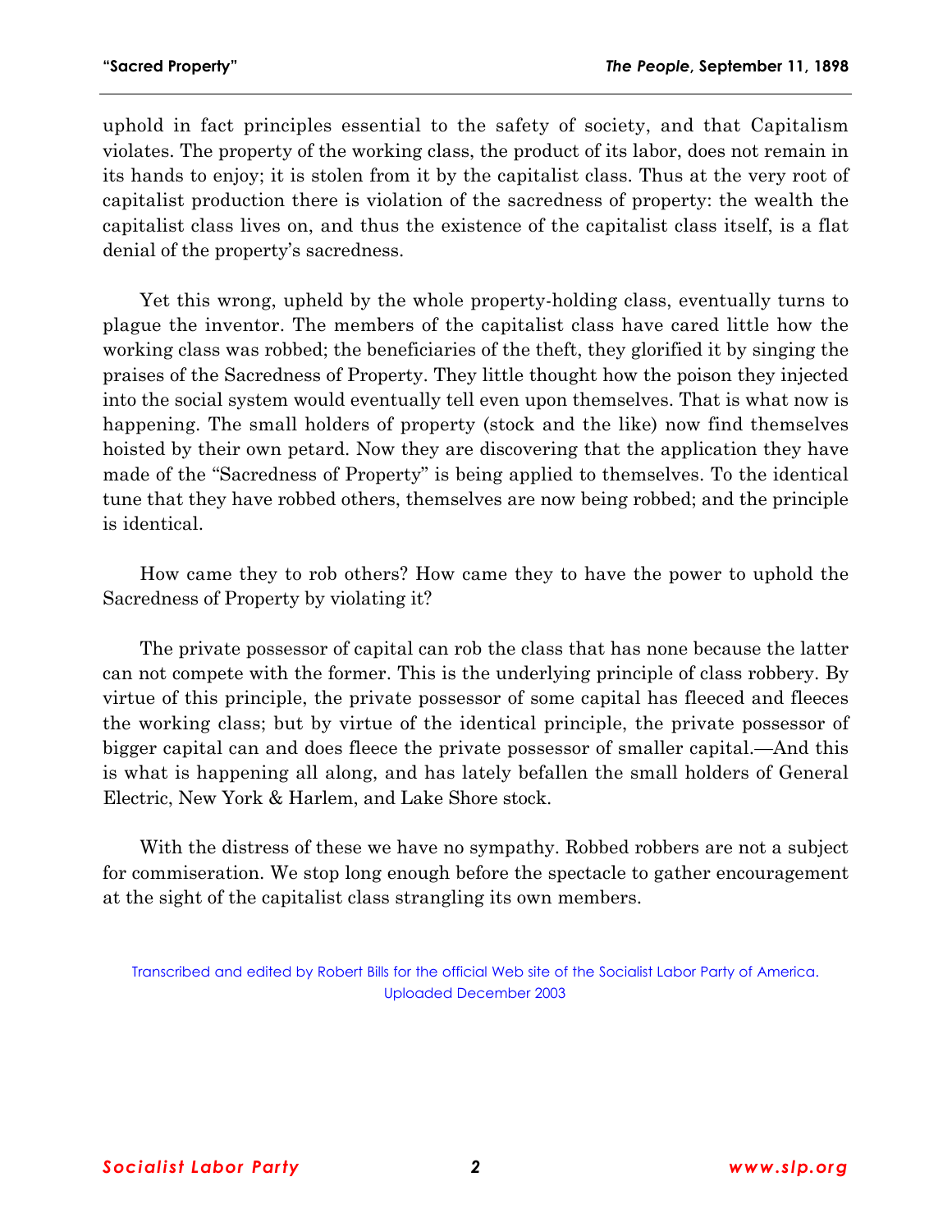uphold in fact principles essential to the safety of society, and that Capitalism violates. The property of the working class, the product of its labor, does not remain in its hands to enjoy; it is stolen from it by the capitalist class. Thus at the very root of capitalist production there is violation of the sacredness of property: the wealth the capitalist class lives on, and thus the existence of the capitalist class itself, is a flat denial of the property's sacredness.

Yet this wrong, upheld by the whole property-holding class, eventually turns to plague the inventor. The members of the capitalist class have cared little how the working class was robbed; the beneficiaries of the theft, they glorified it by singing the praises of the Sacredness of Property. They little thought how the poison they injected into the social system would eventually tell even upon themselves. That is what now is happening. The small holders of property (stock and the like) now find themselves hoisted by their own petard. Now they are discovering that the application they have made of the "Sacredness of Property" is being applied to themselves. To the identical tune that they have robbed others, themselves are now being robbed; and the principle is identical.

How came they to rob others? How came they to have the power to uphold the Sacredness of Property by violating it?

The private possessor of capital can rob the class that has none because the latter can not compete with the former. This is the underlying principle of class robbery. By virtue of this principle, the private possessor of some capital has fleeced and fleeces the working class; but by virtue of the identical principle, the private possessor of bigger capital can and does fleece the private possessor of smaller capital.—And this is what is happening all along, and has lately befallen the small holders of General Electric, New York & Harlem, and Lake Shore stock.

With the distress of these we have no sympathy. Robbed robbers are not a subject for commiseration. We stop long enough before the spectacle to gather encouragement at the sight of the capitalist class strangling its own members.

Transcribed and edited by Robert Bills for the official Web site of the Socialist Labor Party of America.
Uploaded December 2003